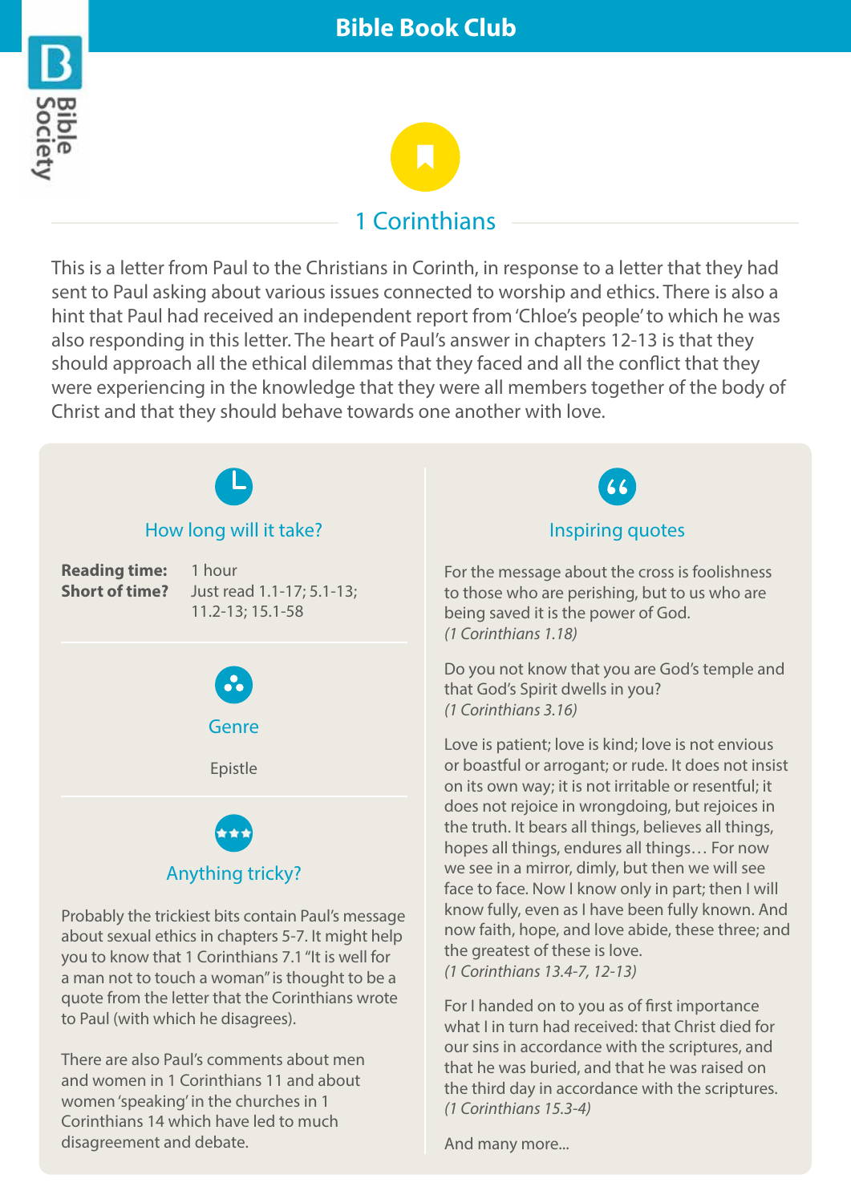# Bible Book Club

## 1 Corinthians

This is a letter from Paul to the Christians in Corinth, in response to a letter that they had sent to Paul asking about various issues connected to worship and ethics. There is also a hint that Paul had received an independent report from 'Chloe's people' to which he was also responding in this letter. The heart of Paul's answer in chapters 12-13 is that they should approach all the ethical dilemmas that they faced and all the conflict that they were experiencing in the knowledge that they were all members together of the body of Christ and that they should behave towards one another with love.

### How long will it take?

**Reading time:** 1 hour
**Short of time?** Just read 1.1-17; 5.1-13; 11.2-13; 15.1-58

### Genre

Epistle

### Anything tricky?

Probably the trickiest bits contain Paul's message about sexual ethics in chapters 5-7. It might help you to know that 1 Corinthians 7.1 "It is well for a man not to touch a woman" is thought to be a quote from the letter that the Corinthians wrote to Paul (with which he disagrees).

There are also Paul's comments about men and women in 1 Corinthians 11 and about women 'speaking' in the churches in 1 Corinthians 14 which have led to much disagreement and debate.

### Inspiring quotes

For the message about the cross is foolishness to those who are perishing, but to us who are being saved it is the power of God.
*(1 Corinthians 1.18)*

Do you not know that you are God's temple and that God's Spirit dwells in you?
*(1 Corinthians 3.16)*

Love is patient; love is kind; love is not envious or boastful or arrogant; or rude. It does not insist on its own way; it is not irritable or resentful; it does not rejoice in wrongdoing, but rejoices in the truth. It bears all things, believes all things, hopes all things, endures all things… For now we see in a mirror, dimly, but then we will see face to face. Now I know only in part; then I will know fully, even as I have been fully known. And now faith, hope, and love abide, these three; and the greatest of these is love.
*(1 Corinthians 13.4-7, 12-13)*

For I handed on to you as of first importance what I in turn had received: that Christ died for our sins in accordance with the scriptures, and that he was buried, and that he was raised on the third day in accordance with the scriptures.
*(1 Corinthians 15.3-4)*

And many more...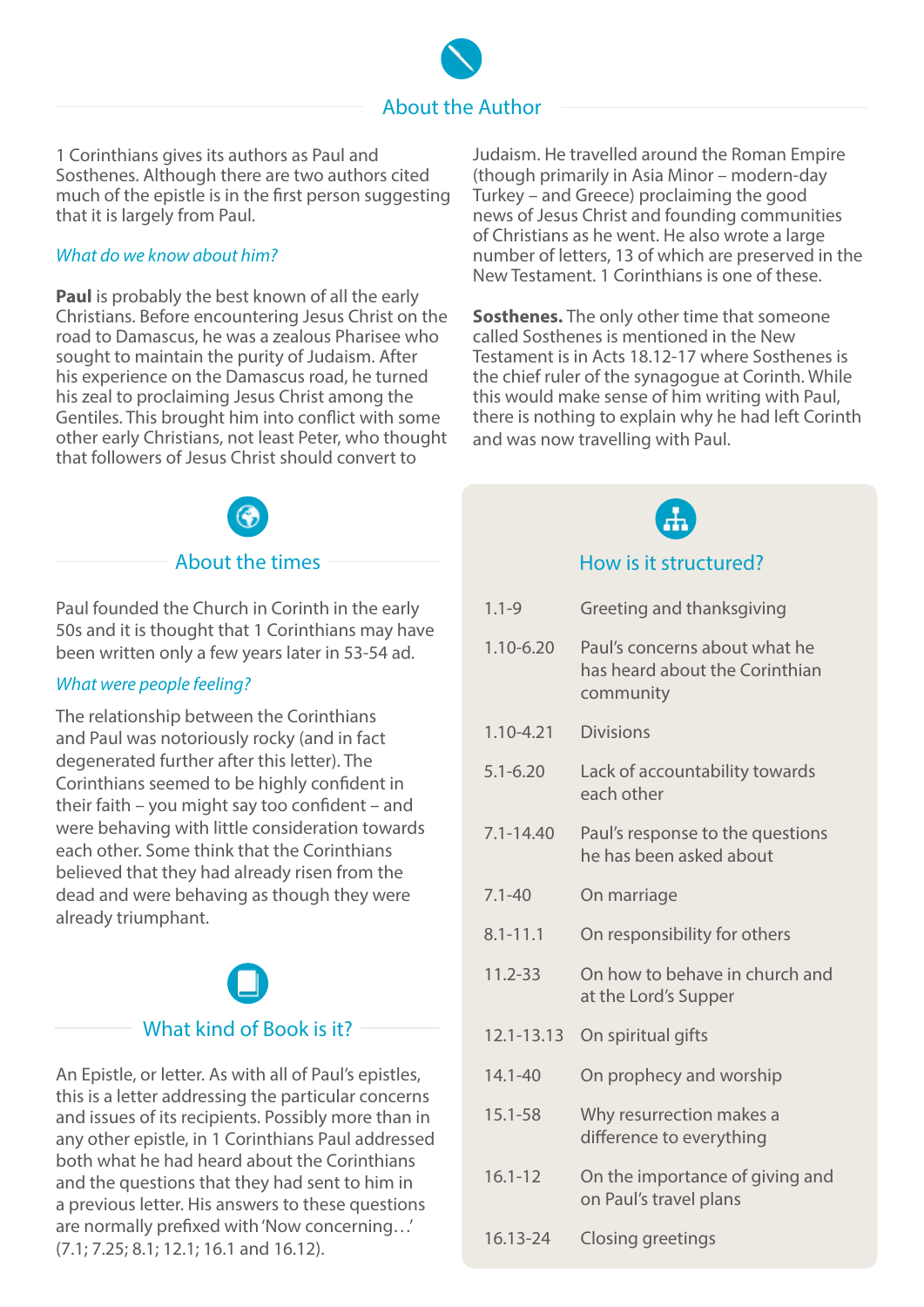## About the Author

1 Corinthians gives its authors as Paul and Sosthenes. Although there are two authors cited much of the epistle is in the first person suggesting that it is largely from Paul.

*What do we know about him?*

**Paul** is probably the best known of all the early Christians. Before encountering Jesus Christ on the road to Damascus, he was a zealous Pharisee who sought to maintain the purity of Judaism. After his experience on the Damascus road, he turned his zeal to proclaiming Jesus Christ among the Gentiles. This brought him into conflict with some other early Christians, not least Peter, who thought that followers of Jesus Christ should convert to Judaism. He travelled around the Roman Empire (though primarily in Asia Minor – modern-day Turkey – and Greece) proclaiming the good news of Jesus Christ and founding communities of Christians as he went. He also wrote a large number of letters, 13 of which are preserved in the New Testament. 1 Corinthians is one of these.

**Sosthenes.** The only other time that someone called Sosthenes is mentioned in the New Testament is in Acts 18.12-17 where Sosthenes is the chief ruler of the synagogue at Corinth. While this would make sense of him writing with Paul, there is nothing to explain why he had left Corinth and was now travelling with Paul.

## About the times

Paul founded the Church in Corinth in the early 50s and it is thought that 1 Corinthians may have been written only a few years later in 53-54 ad.

*What were people feeling?*

The relationship between the Corinthians and Paul was notoriously rocky (and in fact degenerated further after this letter). The Corinthians seemed to be highly confident in their faith – you might say too confident – and were behaving with little consideration towards each other. Some think that the Corinthians believed that they had already risen from the dead and were behaving as though they were already triumphant.

## What kind of Book is it?

An Epistle, or letter. As with all of Paul's epistles, this is a letter addressing the particular concerns and issues of its recipients. Possibly more than in any other epistle, in 1 Corinthians Paul addressed both what he had heard about the Corinthians and the questions that they had sent to him in a previous letter. His answers to these questions are normally prefixed with 'Now concerning…' (7.1; 7.25; 8.1; 12.1; 16.1 and 16.12).

## How is it structured?

| | |
|---|---|
| 1.1-9 | Greeting and thanksgiving |
| 1.10-6.20 | Paul's concerns about what he has heard about the Corinthian community |
| 1.10-4.21 | Divisions |
| 5.1-6.20 | Lack of accountability towards each other |
| 7.1-14.40 | Paul's response to the questions he has been asked about |
| 7.1-40 | On marriage |
| 8.1-11.1 | On responsibility for others |
| 11.2-33 | On how to behave in church and at the Lord's Supper |
| 12.1-13.13 | On spiritual gifts |
| 14.1-40 | On prophecy and worship |
| 15.1-58 | Why resurrection makes a difference to everything |
| 16.1-12 | On the importance of giving and on Paul's travel plans |
| 16.13-24 | Closing greetings |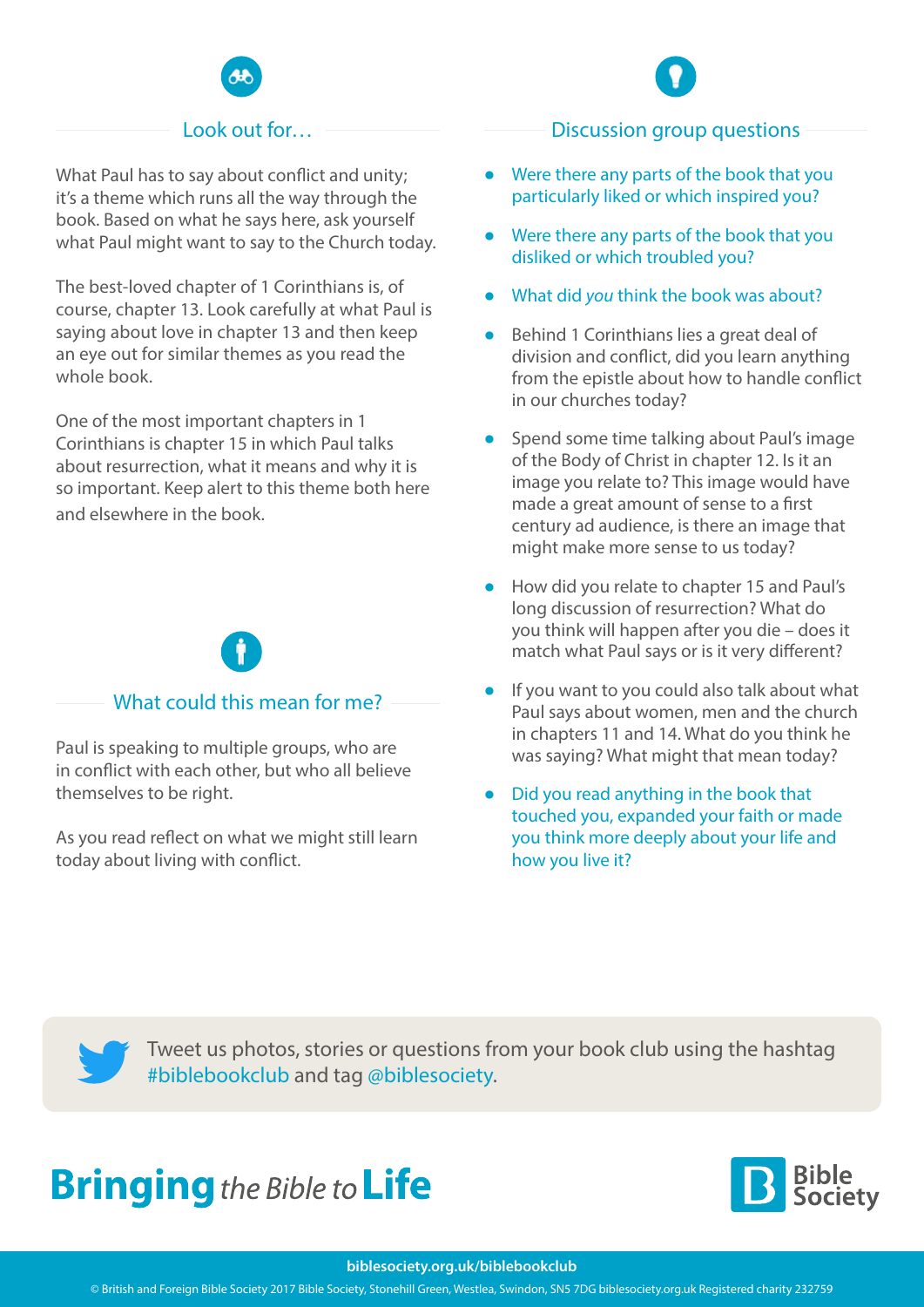## Look out for…

What Paul has to say about conflict and unity; it's a theme which runs all the way through the book. Based on what he says here, ask yourself what Paul might want to say to the Church today.

The best-loved chapter of 1 Corinthians is, of course, chapter 13. Look carefully at what Paul is saying about love in chapter 13 and then keep an eye out for similar themes as you read the whole book.

One of the most important chapters in 1 Corinthians is chapter 15 in which Paul talks about resurrection, what it means and why it is so important. Keep alert to this theme both here and elsewhere in the book.

## What could this mean for me?

Paul is speaking to multiple groups, who are in conflict with each other, but who all believe themselves to be right.

As you read reflect on what we might still learn today about living with conflict.

## Discussion group questions

- Were there any parts of the book that you particularly liked or which inspired you?
- Were there any parts of the book that you disliked or which troubled you?
- What did *you* think the book was about?
- Behind 1 Corinthians lies a great deal of division and conflict, did you learn anything from the epistle about how to handle conflict in our churches today?
- Spend some time talking about Paul's image of the Body of Christ in chapter 12. Is it an image you relate to? This image would have made a great amount of sense to a first century ad audience, is there an image that might make more sense to us today?
- How did you relate to chapter 15 and Paul's long discussion of resurrection? What do you think will happen after you die – does it match what Paul says or is it very different?
- If you want to you could also talk about what Paul says about women, men and the church in chapters 11 and 14. What do you think he was saying? What might that mean today?
- Did you read anything in the book that touched you, expanded your faith or made you think more deeply about your life and how you live it?

Tweet us photos, stories or questions from your book club using the hashtag #biblebookclub and tag @biblesociety.

**Bringing** *the Bible to* **Life**

Bible Society

biblesociety.org.uk/biblebookclub

© British and Foreign Bible Society 2017 Bible Society, Stonehill Green, Westlea, Swindon, SN5 7DG biblesociety.org.uk Registered charity 232759